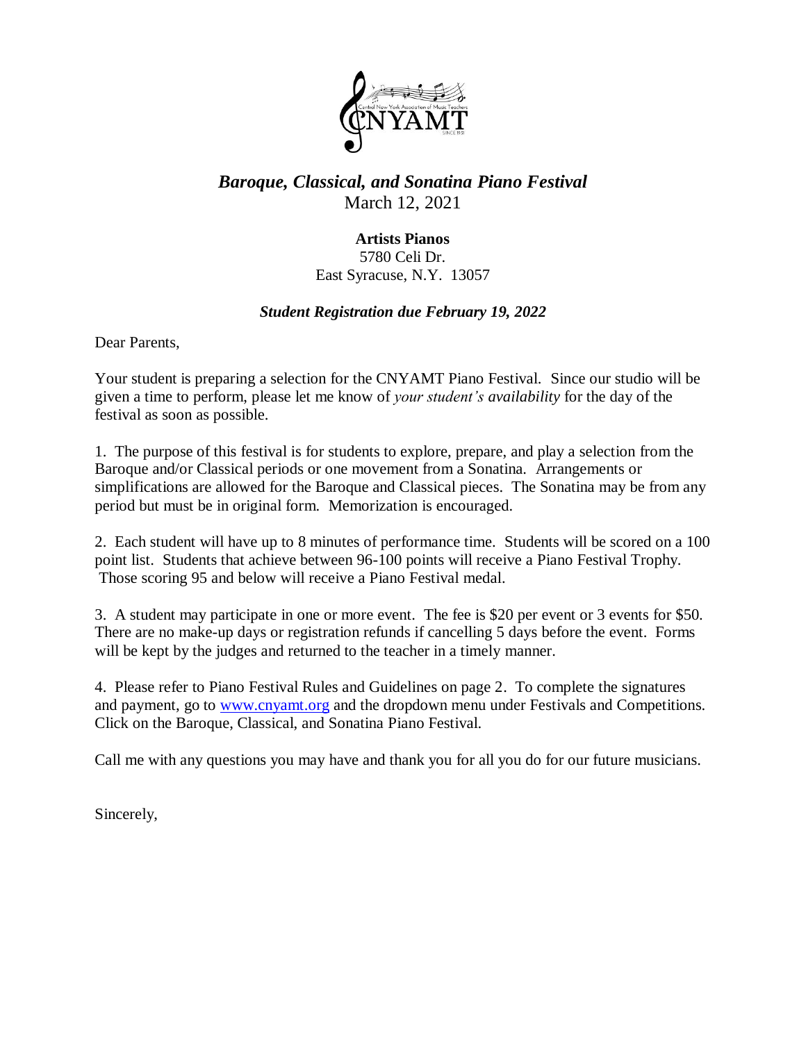# *Baroque, Classical, and Sonatina Piano Festival*

March 12, 2021

**Artists Pianos**
5780 Celi Dr.
East Syracuse, N.Y. 13057

***Student Registration due February 19, 2022***

Dear Parents,

Your student is preparing a selection for the CNYAMT Piano Festival. Since our studio will be given a time to perform, please let me know of *your student's availability* for the day of the festival as soon as possible.

1. The purpose of this festival is for students to explore, prepare, and play a selection from the Baroque and/or Classical periods or one movement from a Sonatina. Arrangements or simplifications are allowed for the Baroque and Classical pieces. The Sonatina may be from any period but must be in original form. Memorization is encouraged.

2. Each student will have up to 8 minutes of performance time. Students will be scored on a 100 point list. Students that achieve between 96-100 points will receive a Piano Festival Trophy. Those scoring 95 and below will receive a Piano Festival medal.

3. A student may participate in one or more event. The fee is $20 per event or 3 events for $50. There are no make-up days or registration refunds if cancelling 5 days before the event. Forms will be kept by the judges and returned to the teacher in a timely manner.

4. Please refer to Piano Festival Rules and Guidelines on page 2. To complete the signatures and payment, go to [www.cnyamt.org](http://www.cnyamt.org) and the dropdown menu under Festivals and Competitions. Click on the Baroque, Classical, and Sonatina Piano Festival.

Call me with any questions you may have and thank you for all you do for our future musicians.

Sincerely,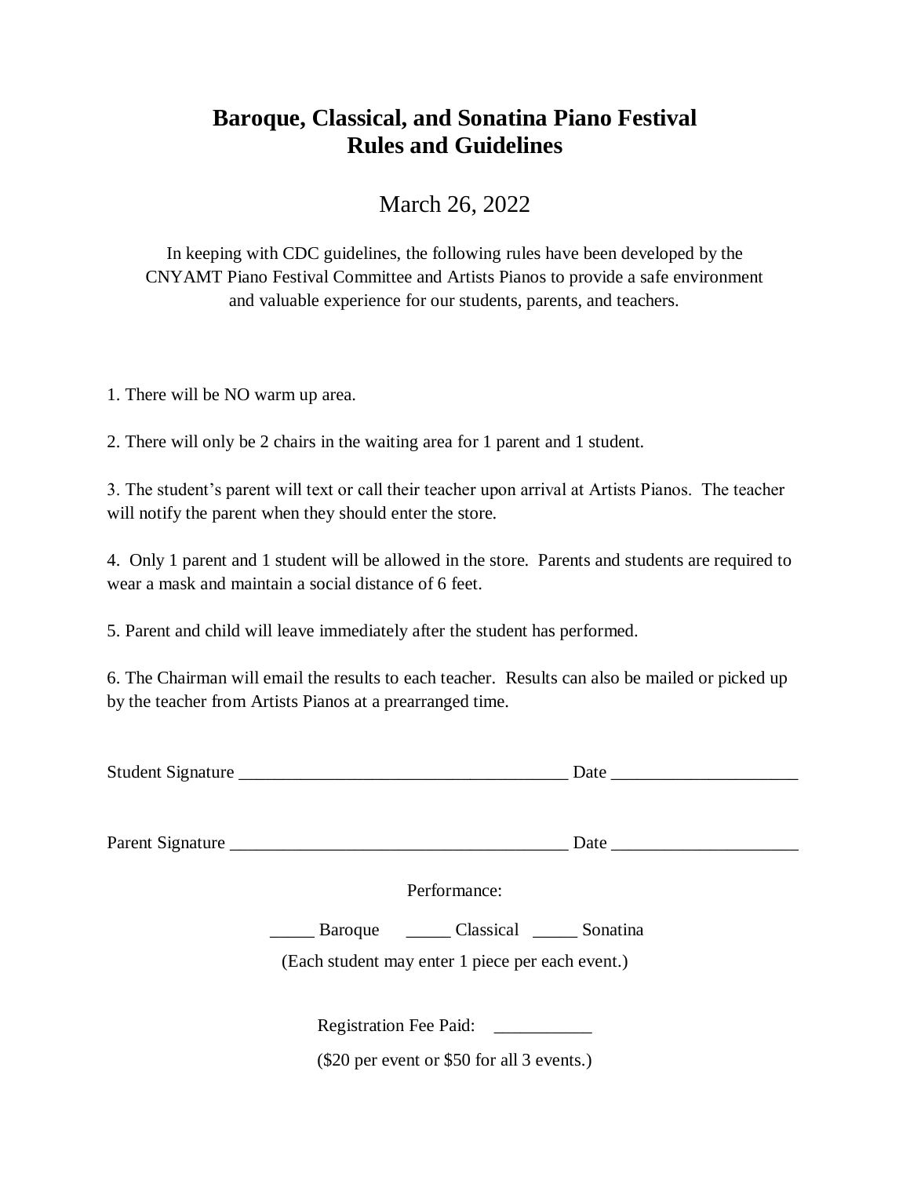# Baroque, Classical, and Sonatina Piano Festival
# Rules and Guidelines

March 26, 2022

In keeping with CDC guidelines, the following rules have been developed by the CNYAMT Piano Festival Committee and Artists Pianos to provide a safe environment and valuable experience for our students, parents, and teachers.

1. There will be NO warm up area.

2. There will only be 2 chairs in the waiting area for 1 parent and 1 student.

3. The student's parent will text or call their teacher upon arrival at Artists Pianos. The teacher will notify the parent when they should enter the store.

4. Only 1 parent and 1 student will be allowed in the store. Parents and students are required to wear a mask and maintain a social distance of 6 feet.

5. Parent and child will leave immediately after the student has performed.

6. The Chairman will email the results to each teacher. Results can also be mailed or picked up by the teacher from Artists Pianos at a prearranged time.

Student Signature _____________________________________ Date ____________________

Parent Signature ______________________________________ Date ____________________

Performance:

_____ Baroque _____ Classical _____ Sonatina

(Each student may enter 1 piece per each event.)

Registration Fee Paid: ___________

($20 per event or $50 for all 3 events.)